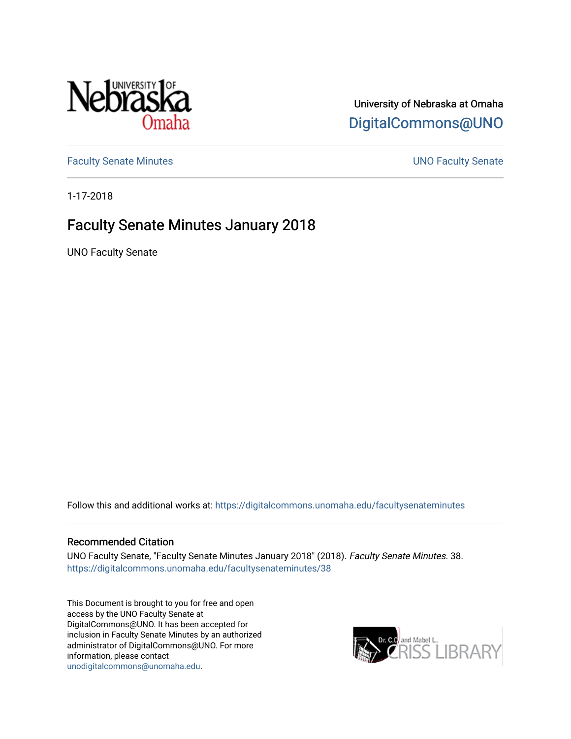University of Nebraska at Omaha

DigitalCommons@UNO

Faculty Senate Minutes

UNO Faculty Senate

1-17-2018

# Faculty Senate Minutes January 2018

UNO Faculty Senate

Follow this and additional works at: https://digitalcommons.unomaha.edu/facultysenateminutes

## Recommended Citation

UNO Faculty Senate, "Faculty Senate Minutes January 2018" (2018). *Faculty Senate Minutes*. 38.
https://digitalcommons.unomaha.edu/facultysenateminutes/38

This Document is brought to you for free and open access by the UNO Faculty Senate at DigitalCommons@UNO. It has been accepted for inclusion in Faculty Senate Minutes by an authorized administrator of DigitalCommons@UNO. For more information, please contact unodigitalcommons@unomaha.edu.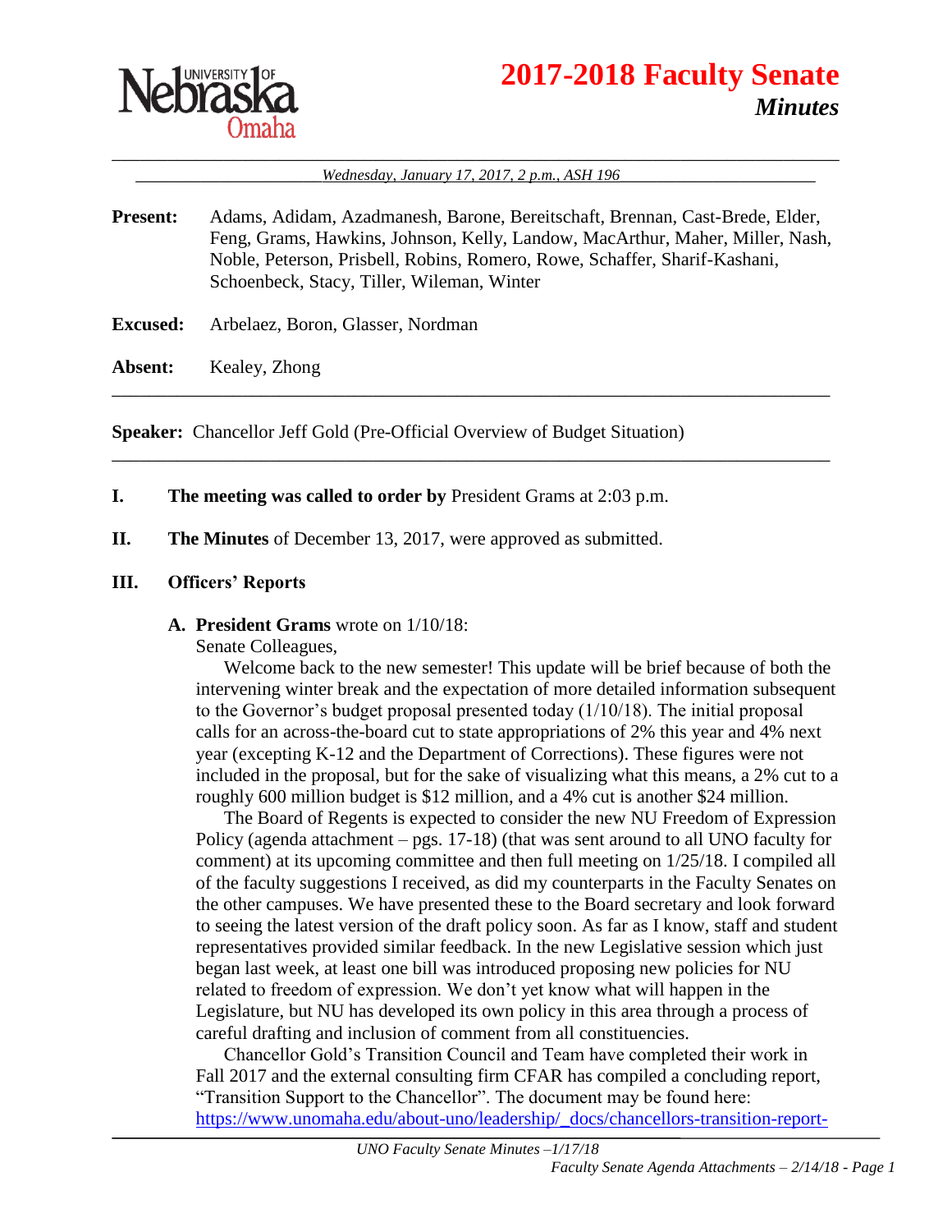# 2017-2018 Faculty Senate

## *Minutes*

*Wednesday, January 17, 2017, 2 p.m., ASH 196*

**Present:** Adams, Adidam, Azadmanesh, Barone, Bereitschaft, Brennan, Cast-Brede, Elder, Feng, Grams, Hawkins, Johnson, Kelly, Landow, MacArthur, Maher, Miller, Nash, Noble, Peterson, Prisbell, Robins, Romero, Rowe, Schaffer, Sharif-Kashani, Schoenbeck, Stacy, Tiller, Wileman, Winter

**Excused:** Arbelaez, Boron, Glasser, Nordman

**Absent:** Kealey, Zhong

**Speaker:** Chancellor Jeff Gold (Pre-Official Overview of Budget Situation)

**I. The meeting was called to order by** President Grams at 2:03 p.m.

**II. The Minutes** of December 13, 2017, were approved as submitted.

**III. Officers' Reports**

**A. President Grams** wrote on 1/10/18:

Senate Colleagues,

Welcome back to the new semester! This update will be brief because of both the intervening winter break and the expectation of more detailed information subsequent to the Governor's budget proposal presented today (1/10/18). The initial proposal calls for an across-the-board cut to state appropriations of 2% this year and 4% next year (excepting K-12 and the Department of Corrections). These figures were not included in the proposal, but for the sake of visualizing what this means, a 2% cut to a roughly 600 million budget is $12 million, and a 4% cut is another $24 million.

The Board of Regents is expected to consider the new NU Freedom of Expression Policy (agenda attachment – pgs. 17-18) (that was sent around to all UNO faculty for comment) at its upcoming committee and then full meeting on 1/25/18. I compiled all of the faculty suggestions I received, as did my counterparts in the Faculty Senates on the other campuses. We have presented these to the Board secretary and look forward to seeing the latest version of the draft policy soon. As far as I know, staff and student representatives provided similar feedback. In the new Legislative session which just began last week, at least one bill was introduced proposing new policies for NU related to freedom of expression. We don't yet know what will happen in the Legislature, but NU has developed its own policy in this area through a process of careful drafting and inclusion of comment from all constituencies.

Chancellor Gold's Transition Council and Team have completed their work in Fall 2017 and the external consulting firm CFAR has compiled a concluding report, "Transition Support to the Chancellor". The document may be found here: https://www.unomaha.edu/about-uno/leadership/_docs/chancellors-transition-report-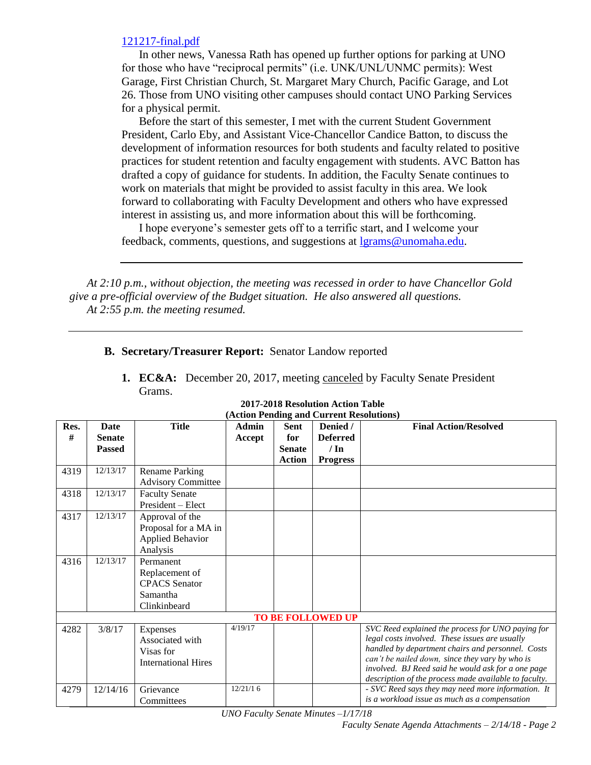[121217-final.pdf](121217-final.pdf)

In other news, Vanessa Rath has opened up further options for parking at UNO for those who have "reciprocal permits" (i.e. UNK/UNL/UNMC permits): West Garage, First Christian Church, St. Margaret Mary Church, Pacific Garage, and Lot 26. Those from UNO visiting other campuses should contact UNO Parking Services for a physical permit.

Before the start of this semester, I met with the current Student Government President, Carlo Eby, and Assistant Vice-Chancellor Candice Batton, to discuss the development of information resources for both students and faculty related to positive practices for student retention and faculty engagement with students. AVC Batton has drafted a copy of guidance for students. In addition, the Faculty Senate continues to work on materials that might be provided to assist faculty in this area. We look forward to collaborating with Faculty Development and others who have expressed interest in assisting us, and more information about this will be forthcoming.

I hope everyone's semester gets off to a terrific start, and I welcome your feedback, comments, questions, and suggestions at [lgrams@unomaha.edu](mailto:lgrams@unomaha.edu).

---

*At 2:10 p.m., without objection, the meeting was recessed in order to have Chancellor Gold give a pre-official overview of the Budget situation. He also answered all questions.*

*At 2:55 p.m. the meeting resumed.*

---

**B. Secretary/Treasurer Report:** Senator Landow reported

1. **EC&A:** December 20, 2017, meeting canceled by Faculty Senate President Grams.

**2017-2018 Resolution Action Table**
**(Action Pending and Current Resolutions)**

| Res. # | Date Senate Passed | Title | Admin Accept | Sent for Senate Action | Denied / Deferred / In Progress | Final Action/Resolved |
|---|---|---|---|---|---|---|
| 4319 | 12/13/17 | Rename Parking Advisory Committee | | | | |
| 4318 | 12/13/17 | Faculty Senate President – Elect | | | | |
| 4317 | 12/13/17 | Approval of the Proposal for a MA in Applied Behavior Analysis | | | | |
| 4316 | 12/13/17 | Permanent Replacement of CPACS Senator Samantha Clinkinbeard | | | | |
| | | **TO BE FOLLOWED UP** | | | | |
| 4282 | 3/8/17 | Expenses Associated with Visas for International Hires | 4/19/17 | | | *SVC Reed explained the process for UNO paying for legal costs involved. These issues are usually handled by department chairs and personnel. Costs can't be nailed down, since they vary by who is involved. BJ Reed said he would ask for a one page description of the process made available to faculty.* |
| 4279 | 12/14/16 | Grievance Committees | 12/21/16 | | | *- SVC Reed says they may need more information. It is a workload issue as much as a compensation* |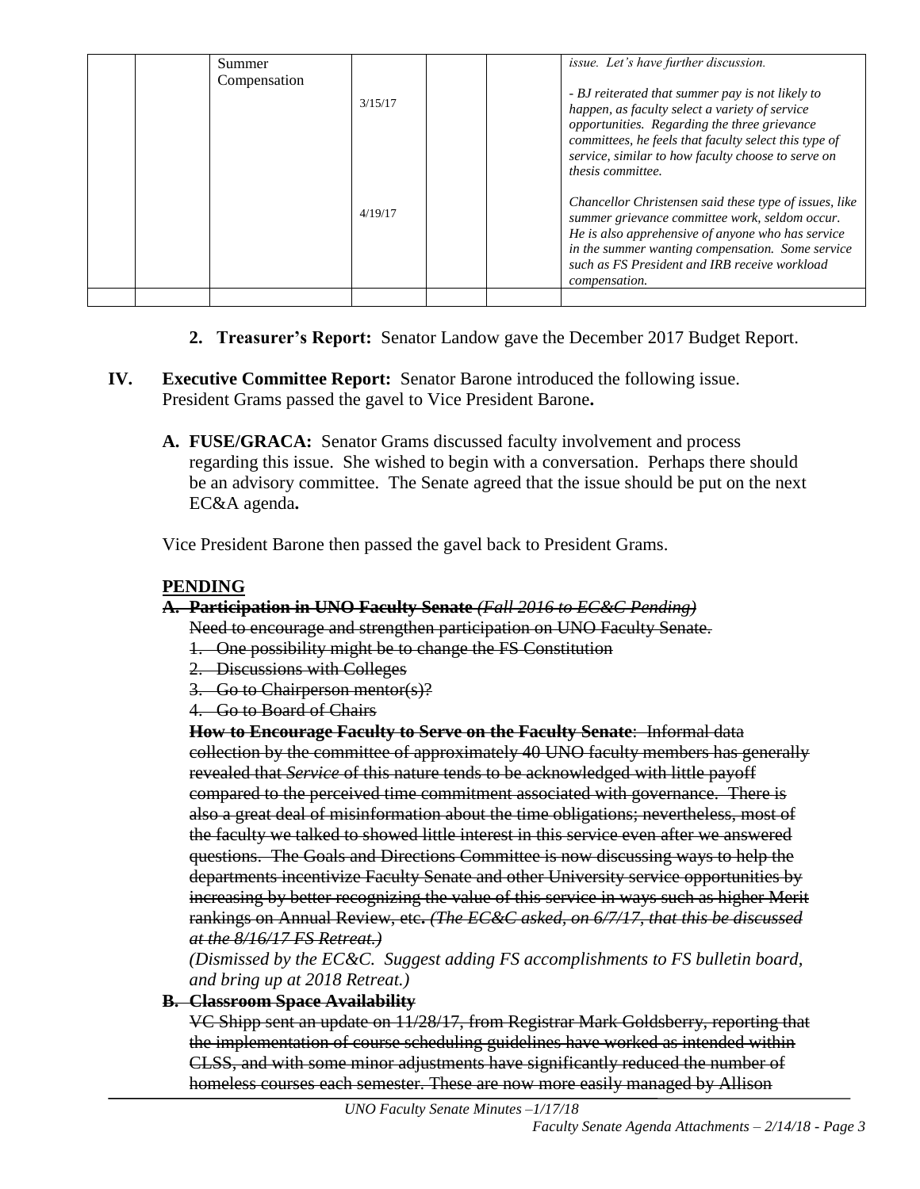|  |  | Summer Compensation |  |  |  | *issue. Let's have further discussion.* |
|---|---|---|---|---|---|---|
|  |  |  | 3/15/17 |  |  | *- BJ reiterated that summer pay is not likely to happen, as faculty select a variety of service opportunities. Regarding the three grievance committees, he feels that faculty select this type of service, similar to how faculty choose to serve on thesis committee.* |
|  |  |  | 4/19/17 |  |  | *Chancellor Christensen said these type of issues, like summer grievance committee work, seldom occur. He is also apprehensive of anyone who has service in the summer wanting compensation. Some service such as FS President and IRB receive workload compensation.* |
|  |  |  |  |  |  |  |

2. **Treasurer's Report:** Senator Landow gave the December 2017 Budget Report.

**IV. Executive Committee Report:** Senator Barone introduced the following issue. President Grams passed the gavel to Vice President Barone**.**

**A. FUSE/GRACA:** Senator Grams discussed faculty involvement and process regarding this issue. She wished to begin with a conversation. Perhaps there should be an advisory committee. The Senate agreed that the issue should be put on the next EC&A agenda**.**

Vice President Barone then passed the gavel back to President Grams.

**PENDING**

~~**A. Participation in UNO Faculty Senate** *(Fall 2016 to EC&C Pending)*~~

~~Need to encourage and strengthen participation on UNO Faculty Senate.~~

1. ~~One possibility might be to change the FS Constitution~~
2. ~~Discussions with Colleges~~
3. ~~Go to Chairperson mentor(s)?~~
4. ~~Go to Board of Chairs~~

~~**How to Encourage Faculty to Serve on the Faculty Senate**: Informal data collection by the committee of approximately 40 UNO faculty members has generally revealed that *Service* of this nature tends to be acknowledged with little payoff compared to the perceived time commitment associated with governance. There is also a great deal of misinformation about the time obligations; nevertheless, most of the faculty we talked to showed little interest in this service even after we answered questions. The Goals and Directions Committee is now discussing ways to help the departments incentivize Faculty Senate and other University service opportunities by increasing by better recognizing the value of this service in ways such as higher Merit rankings on Annual Review, etc. *(The EC&C asked, on 6/7/17, that this be discussed at the 8/16/17 FS Retreat.)*~~

*(Dismissed by the EC&C. Suggest adding FS accomplishments to FS bulletin board, and bring up at 2018 Retreat.)*

~~**B. Classroom Space Availability**~~

~~VC Shipp sent an update on 11/28/17, from Registrar Mark Goldsberry, reporting that the implementation of course scheduling guidelines have worked as intended within CLSS, and with some minor adjustments have significantly reduced the number of homeless courses each semester. These are now more easily managed by Allison~~

*UNO Faculty Senate Minutes –1/17/18*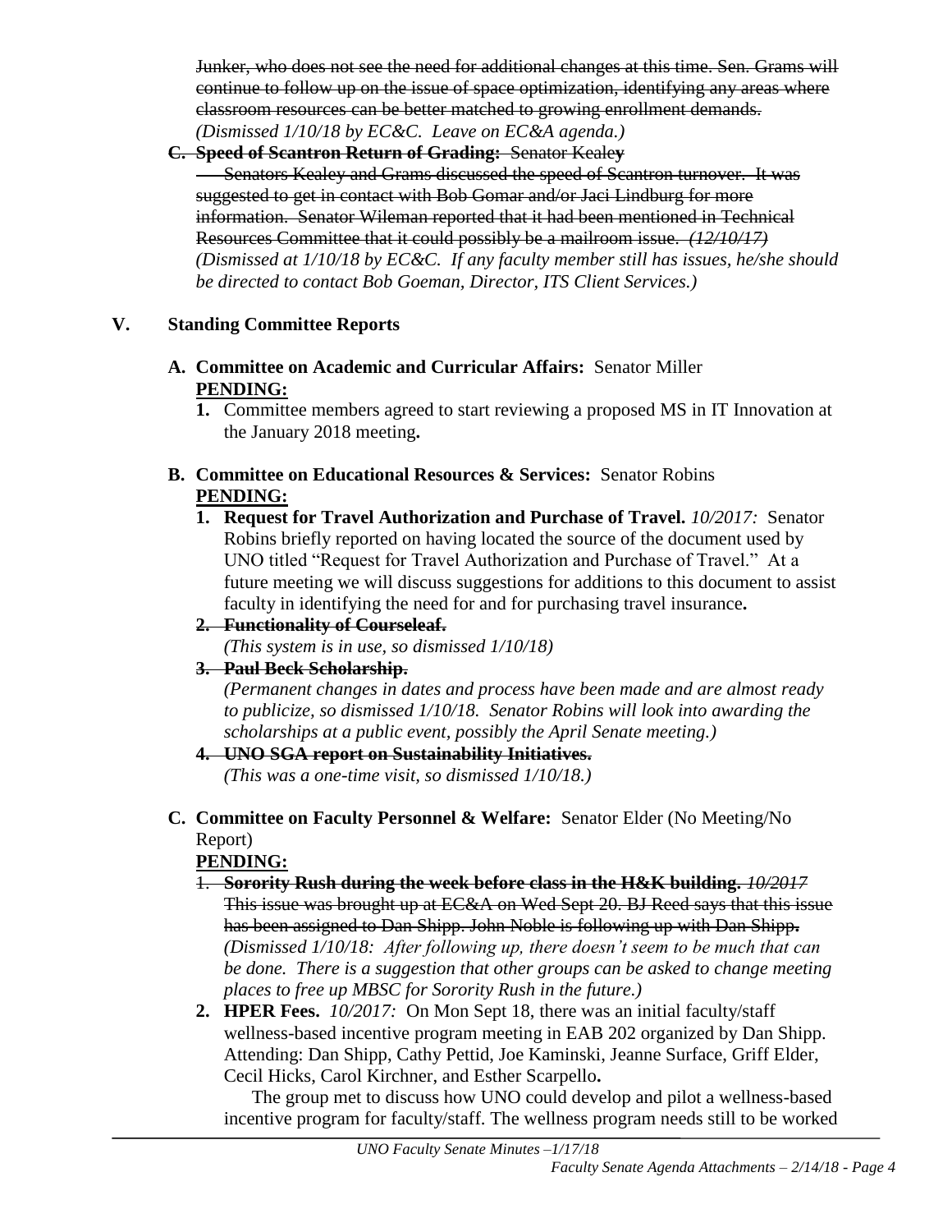~~Junker, who does not see the need for additional changes at this time. Sen. Grams will continue to follow up on the issue of space optimization, identifying any areas where classroom resources can be better matched to growing enrollment demands.~~
*(Dismissed 1/10/18 by EC&C. Leave on EC&A agenda.)*

**C. ~~Speed of Scantron Return of Grading:~~** ~~Senator Kealey~~

~~Senators Kealey and Grams discussed the speed of Scantron turnover. It was suggested to get in contact with Bob Gomar and/or Jaci Lindburg for more information. Senator Wileman reported that it had been mentioned in Technical Resources Committee that it could possibly be a mailroom issue. *(12/10/17)*~~
*(Dismissed at 1/10/18 by EC&C. If any faculty member still has issues, he/she should be directed to contact Bob Goeman, Director, ITS Client Services.)*

## V. Standing Committee Reports

**A. Committee on Academic and Curricular Affairs:** Senator Miller
**PENDING:**

1. Committee members agreed to start reviewing a proposed MS in IT Innovation at the January 2018 meeting**.**

**B. Committee on Educational Resources & Services:** Senator Robins
**PENDING:**

1. **Request for Travel Authorization and Purchase of Travel.** *10/2017:* Senator Robins briefly reported on having located the source of the document used by UNO titled "Request for Travel Authorization and Purchase of Travel." At a future meeting we will discuss suggestions for additions to this document to assist faculty in identifying the need for and for purchasing travel insurance**.**
2. ~~**Functionality of Courseleaf.**~~
*(This system is in use, so dismissed 1/10/18)*
3. ~~**Paul Beck Scholarship.**~~
*(Permanent changes in dates and process have been made and are almost ready to publicize, so dismissed 1/10/18. Senator Robins will look into awarding the scholarships at a public event, possibly the April Senate meeting.)*
4. ~~**UNO SGA report on Sustainability Initiatives.**~~
*(This was a one-time visit, so dismissed 1/10/18.)*

**C. Committee on Faculty Personnel & Welfare:** Senator Elder (No Meeting/No Report)
**PENDING:**

1. ~~**Sorority Rush during the week before class in the H&K building.** *10/2017* This issue was brought up at EC&A on Wed Sept 20. BJ Reed says that this issue has been assigned to Dan Shipp. John Noble is following up with Dan Shipp.~~
*(Dismissed 1/10/18: After following up, there doesn't seem to be much that can be done. There is a suggestion that other groups can be asked to change meeting places to free up MBSC for Sorority Rush in the future.)*
2. **HPER Fees.** *10/2017:* On Mon Sept 18, there was an initial faculty/staff wellness-based incentive program meeting in EAB 202 organized by Dan Shipp. Attending: Dan Shipp, Cathy Pettid, Joe Kaminski, Jeanne Surface, Griff Elder, Cecil Hicks, Carol Kirchner, and Esther Scarpello**.**

   The group met to discuss how UNO could develop and pilot a wellness-based incentive program for faculty/staff. The wellness program needs still to be worked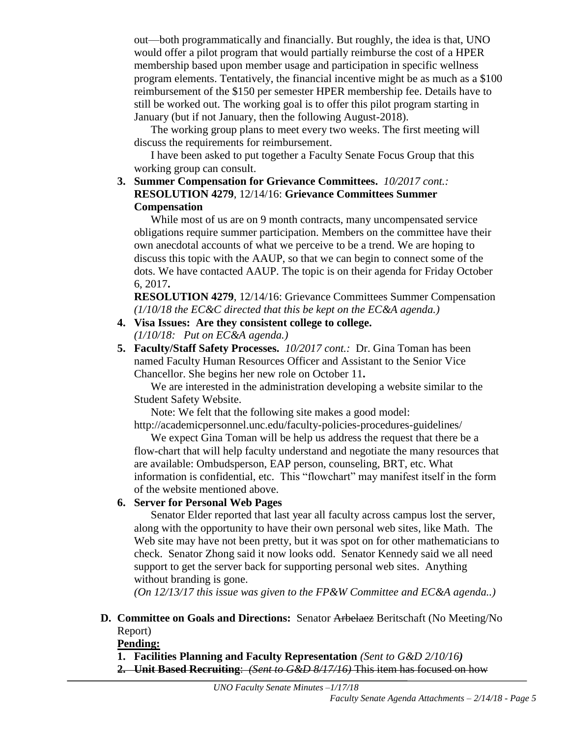out—both programmatically and financially. But roughly, the idea is that, UNO would offer a pilot program that would partially reimburse the cost of a HPER membership based upon member usage and participation in specific wellness program elements. Tentatively, the financial incentive might be as much as a $100 reimbursement of the $150 per semester HPER membership fee. Details have to still be worked out. The working goal is to offer this pilot program starting in January (but if not January, then the following August-2018).

The working group plans to meet every two weeks. The first meeting will discuss the requirements for reimbursement.

I have been asked to put together a Faculty Senate Focus Group that this working group can consult.

3. **Summer Compensation for Grievance Committees.** *10/2017 cont.:* **RESOLUTION 4279**, 12/14/16: **Grievance Committees Summer Compensation**

   While most of us are on 9 month contracts, many uncompensated service obligations require summer participation. Members on the committee have their own anecdotal accounts of what we perceive to be a trend. We are hoping to discuss this topic with the AAUP, so that we can begin to connect some of the dots. We have contacted AAUP. The topic is on their agenda for Friday October 6, 2017**.**

   **RESOLUTION 4279**, 12/14/16: Grievance Committees Summer Compensation *(1/10/18 the EC&C directed that this be kept on the EC&A agenda.)*

4. **Visa Issues: Are they consistent college to college.** *(1/10/18: Put on EC&A agenda.)*

5. **Faculty/Staff Safety Processes.** *10/2017 cont.:* Dr. Gina Toman has been named Faculty Human Resources Officer and Assistant to the Senior Vice Chancellor. She begins her new role on October 11**.**

   We are interested in the administration developing a website similar to the Student Safety Website.

   Note: We felt that the following site makes a good model: http://academicpersonnel.unc.edu/faculty-policies-procedures-guidelines/

   We expect Gina Toman will be help us address the request that there be a flow-chart that will help faculty understand and negotiate the many resources that are available: Ombudsperson, EAP person, counseling, BRT, etc. What information is confidential, etc. This "flowchart" may manifest itself in the form of the website mentioned above.

6. **Server for Personal Web Pages**

   Senator Elder reported that last year all faculty across campus lost the server, along with the opportunity to have their own personal web sites, like Math. The Web site may have not been pretty, but it was spot on for other mathematicians to check. Senator Zhong said it now looks odd. Senator Kennedy said we all need support to get the server back for supporting personal web sites. Anything without branding is gone.

   *(On 12/13/17 this issue was given to the FP&W Committee and EC&A agenda..)*

**D. Committee on Goals and Directions:** Senator ~~Arbelaez~~ Beritschaft (No Meeting/No Report)

**Pending:**

1. **Facilities Planning and Faculty Representation** *(Sent to G&D 2/10/16)*
2. ~~**Unit Based Recruiting**: *(Sent to G&D 8/17/16)* This item has focused on how~~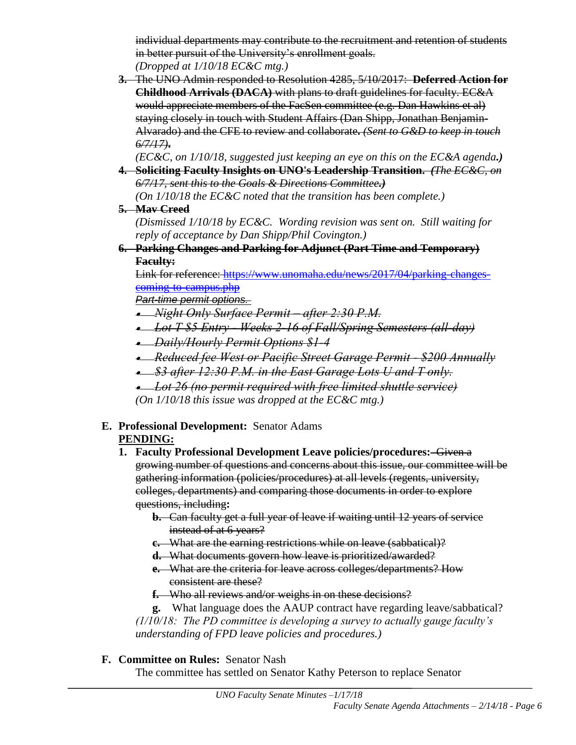~~individual departments may contribute to the recruitment and retention of students in better pursuit of the University's enrollment goals.~~
*(Dropped at 1/10/18 EC&C mtg.)*

3. ~~The UNO Admin responded to Resolution 4285, 5/10/2017: **Deferred Action for Childhood Arrivals (DACA)** with plans to draft guidelines for faculty. EC&A would appreciate members of the FacSen committee (e.g. Dan Hawkins et al) staying closely in touch with Student Affairs (Dan Shipp, Jonathan Benjamin-Alvarado) and the CFE to review and collaborate. *(Sent to G&D to keep in touch 6/7/17).*~~
   *(EC&C, on 1/10/18, suggested just keeping an eye on this on the EC&A agenda.)*
4. ~~**Soliciting Faculty Insights on UNO's Leadership Transition.** *(The EC&C, on 6/7/17, sent this to the Goals & Directions Committee.)*~~
   *(On 1/10/18 the EC&C noted that the transition has been complete.)*
5. ~~**Mav Creed**~~
   *(Dismissed 1/10/18 by EC&C. Wording revision was sent on. Still waiting for reply of acceptance by Dan Shipp/Phil Covington.)*
6. ~~**Parking Changes and Parking for Adjunct (Part Time and Temporary) Faculty:**~~
   ~~Link for reference: https://www.unomaha.edu/news/2017/04/parking-changes-coming-to-campus.php~~
   ~~*Part-time permit options.*~~
   - ~~*Night Only Surface Permit – after 2:30 P.M.*~~
   - ~~*Lot T $5 Entry - Weeks 2-16 of Fall/Spring Semesters (all-day)*~~
   - ~~*Daily/Hourly Permit Options $1-4*~~
   - ~~*Reduced fee West or Pacific Street Garage Permit - $200 Annually*~~
   - ~~*$3 after 12:30 P.M. in the East Garage Lots U and T only.*~~
   - ~~*Lot 26 (no permit required with free limited shuttle service)*~~

   *(On 1/10/18 this issue was dropped at the EC&C mtg.)*

**E. Professional Development:** Senator Adams
**PENDING:**

1. **Faculty Professional Development Leave policies/procedures:** ~~Given a growing number of questions and concerns about this issue, our committee will be gathering information (policies/procedures) at all levels (regents, university, colleges, departments) and comparing those documents in order to explore questions, including~~**:**
   - ~~**b.** Can faculty get a full year of leave if waiting until 12 years of service instead of at 6 years?~~
   - ~~**c.** What are the earning restrictions while on leave (sabbatical)?~~
   - ~~**d.** What documents govern how leave is prioritized/awarded?~~
   - ~~**e.** What are the criteria for leave across colleges/departments? How consistent are these?~~
   - ~~**f.** Who all reviews and/or weighs in on these decisions?~~
   - **g.** What language does the AAUP contract have regarding leave/sabbatical?

   *(1/10/18: The PD committee is developing a survey to actually gauge faculty's understanding of FPD leave policies and procedures.)*

**F. Committee on Rules:** Senator Nash
The committee has settled on Senator Kathy Peterson to replace Senator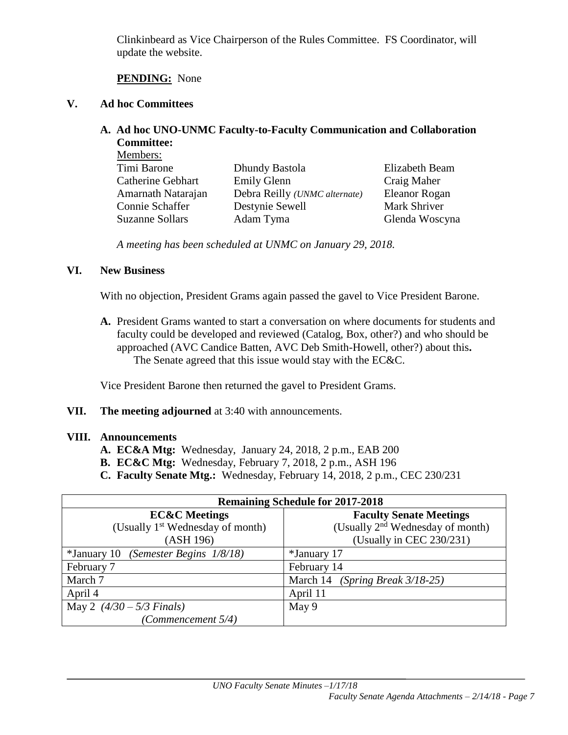Clinkinbeard as Vice Chairperson of the Rules Committee. FS Coordinator, will update the website.

**PENDING:** None

## V. Ad hoc Committees

### A. Ad hoc UNO-UNMC Faculty-to-Faculty Communication and Collaboration Committee:

Members:

| | | |
|---|---|---|
| Timi Barone | Dhundy Bastola | Elizabeth Beam |
| Catherine Gebhart | Emily Glenn | Craig Maher |
| Amarnath Natarajan | Debra Reilly *(UNMC alternate)* | Eleanor Rogan |
| Connie Schaffer | Destynie Sewell | Mark Shriver |
| Suzanne Sollars | Adam Tyma | Glenda Woscyna |

*A meeting has been scheduled at UNMC on January 29, 2018.*

## VI. New Business

With no objection, President Grams again passed the gavel to Vice President Barone.

**A.** President Grams wanted to start a conversation on where documents for students and faculty could be developed and reviewed (Catalog, Box, other?) and who should be approached (AVC Candice Batten, AVC Deb Smith-Howell, other?) about this**.** The Senate agreed that this issue would stay with the EC&C.

Vice President Barone then returned the gavel to President Grams.

## VII. The meeting adjourned at 3:40 with announcements.

## VIII. Announcements

- **A. EC&A Mtg:** Wednesday, January 24, 2018, 2 p.m., EAB 200
- **B. EC&C Mtg:** Wednesday, February 7, 2018, 2 p.m., ASH 196
- **C. Faculty Senate Mtg.:** Wednesday, February 14, 2018, 2 p.m., CEC 230/231

| **Remaining Schedule for 2017-2018** | |
|---|---|
| **EC&C Meetings** (Usually 1st Wednesday of month) (ASH 196) | **Faculty Senate Meetings** (Usually 2nd Wednesday of month) (Usually in CEC 230/231) |
| *January 10 *(Semester Begins 1/8/18)* | *January 17 |
| February 7 | February 14 |
| March 7 | March 14 *(Spring Break 3/18-25)* |
| April 4 | April 11 |
| May 2 *(4/30 – 5/3 Finals) (Commencement 5/4)* | May 9 |